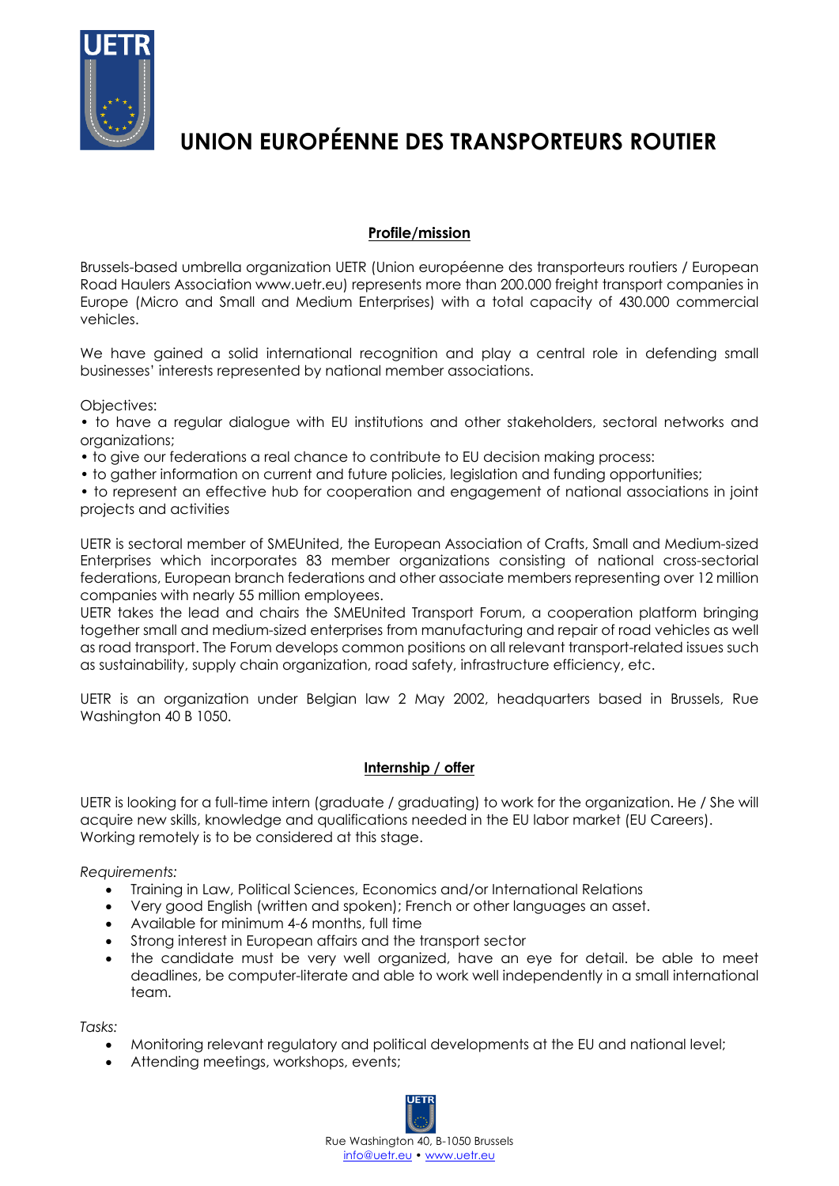# UNION EUROPÉENNE DES TRANSPORTEURS ROUTIER

## Profile/mission

Brussels-based umbrella organization UETR (Union européenne des transporteurs routiers / European Road Haulers Association www.uetr.eu) represents more than 200.000 freight transport companies in Europe (Micro and Small and Medium Enterprises) with a total capacity of 430.000 commercial vehicles.

We have gained a solid international recognition and play a central role in defending small businesses' interests represented by national member associations.

Objectives:

• to have a regular dialogue with EU institutions and other stakeholders, sectoral networks and organizations;
• to give our federations a real chance to contribute to EU decision making process:
• to gather information on current and future policies, legislation and funding opportunities;
• to represent an effective hub for cooperation and engagement of national associations in joint projects and activities

UETR is sectoral member of SMEUnited, the European Association of Crafts, Small and Medium-sized Enterprises which incorporates 83 member organizations consisting of national cross-sectorial federations, European branch federations and other associate members representing over 12 million companies with nearly 55 million employees.
UETR takes the lead and chairs the SMEUnited Transport Forum, a cooperation platform bringing together small and medium-sized enterprises from manufacturing and repair of road vehicles as well as road transport. The Forum develops common positions on all relevant transport-related issues such as sustainability, supply chain organization, road safety, infrastructure efficiency, etc.

UETR is an organization under Belgian law 2 May 2002, headquarters based in Brussels, Rue Washington 40 B 1050.

## Internship / offer

UETR is looking for a full-time intern (graduate / graduating) to work for the organization. He / She will acquire new skills, knowledge and qualifications needed in the EU labor market (EU Careers). Working remotely is to be considered at this stage.

*Requirements:*

- Training in Law, Political Sciences, Economics and/or International Relations
- Very good English (written and spoken); French or other languages an asset.
- Available for minimum 4-6 months, full time
- Strong interest in European affairs and the transport sector
- the candidate must be very well organized, have an eye for detail. be able to meet deadlines, be computer-literate and able to work well independently in a small international team.

*Tasks:*

- Monitoring relevant regulatory and political developments at the EU and national level;
- Attending meetings, workshops, events;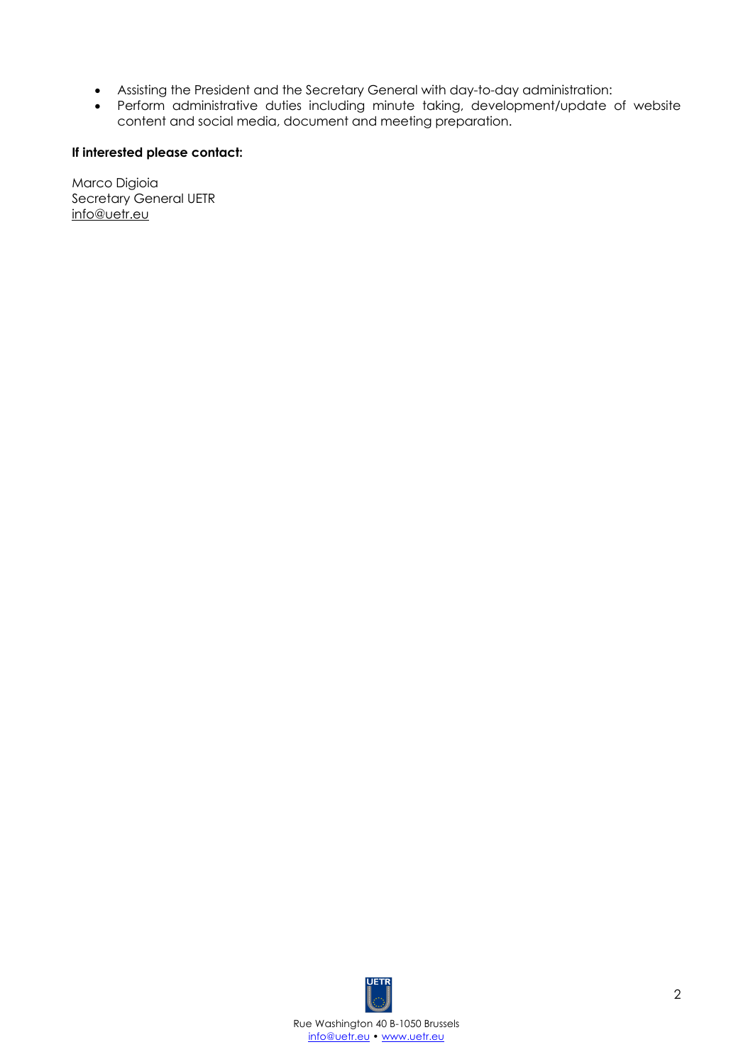- Assisting the President and the Secretary General with day-to-day administration:
- Perform administrative duties including minute taking, development/update of website content and social media, document and meeting preparation.

**If interested please contact:**

Marco Digioia
Secretary General UETR
info@uetr.eu